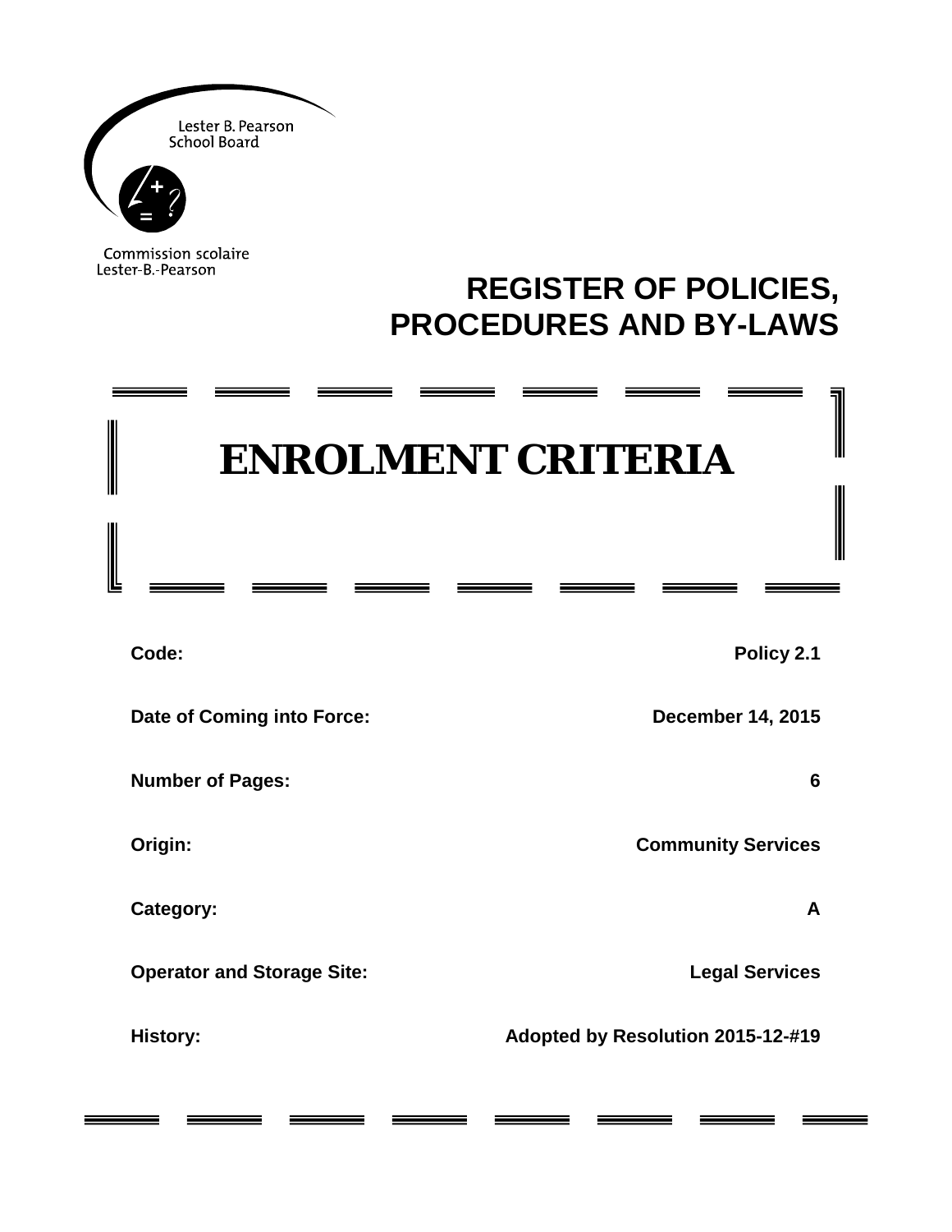Lester B. Pearson School Board

Commission scolaire Lester-B.-Pearson

## REGISTER OF POLICIES, PROCEDURES AND BY-LAWS

# ENROLMENT CRITERIA

| | |
|---|---|
| **Code:** | **Policy 2.1** |
| **Date of Coming into Force:** | **December 14, 2015** |
| **Number of Pages:** | **6** |
| **Origin:** | **Community Services** |
| **Category:** | **A** |
| **Operator and Storage Site:** | **Legal Services** |
| **History:** | **Adopted by Resolution 2015-12-#19** |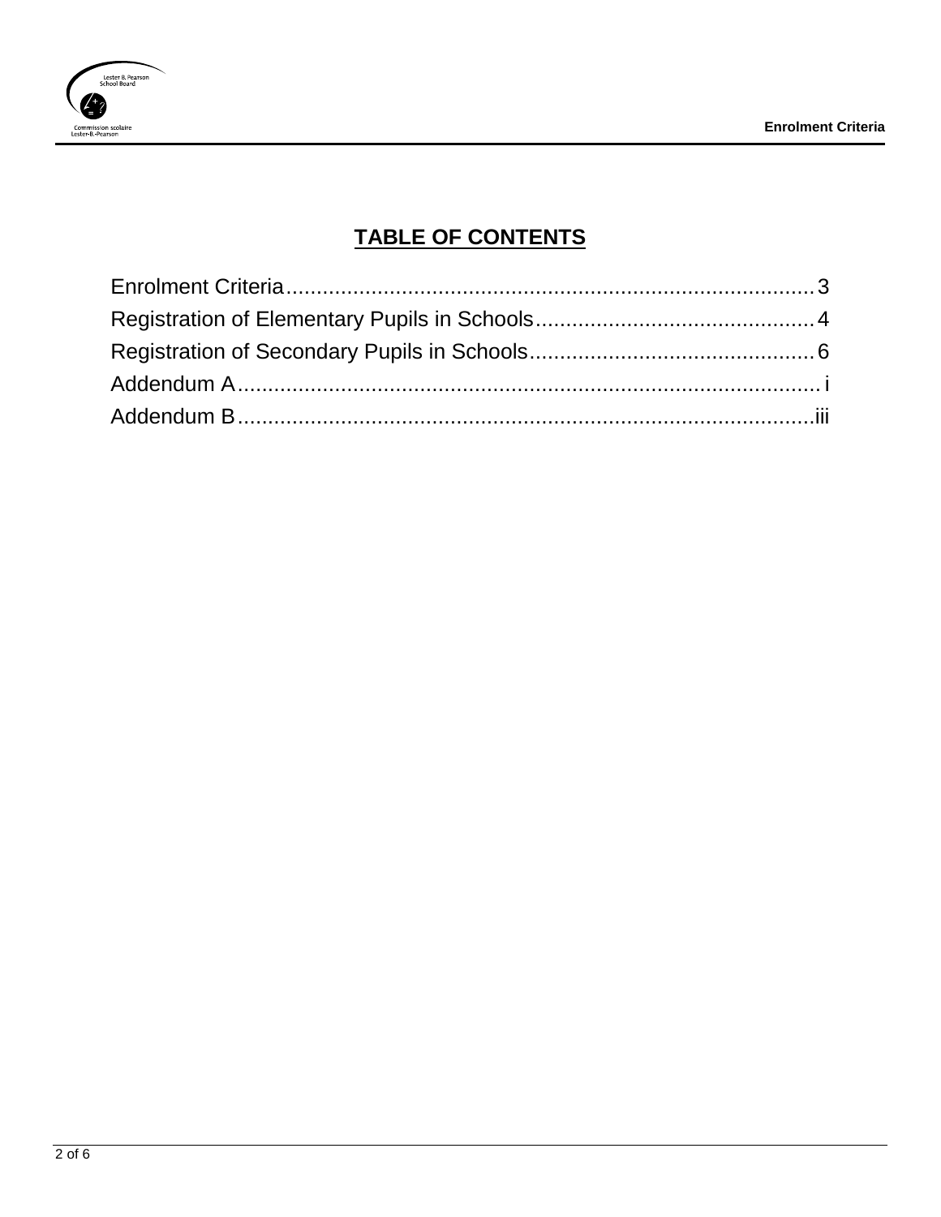## TABLE OF CONTENTS

Enrolment Criteria........................................................................................3
Registration of Elementary Pupils in Schools..............................................4
Registration of Secondary Pupils in Schools...............................................6
Addendum A.................................................................................................i
Addendum B...............................................................................................iii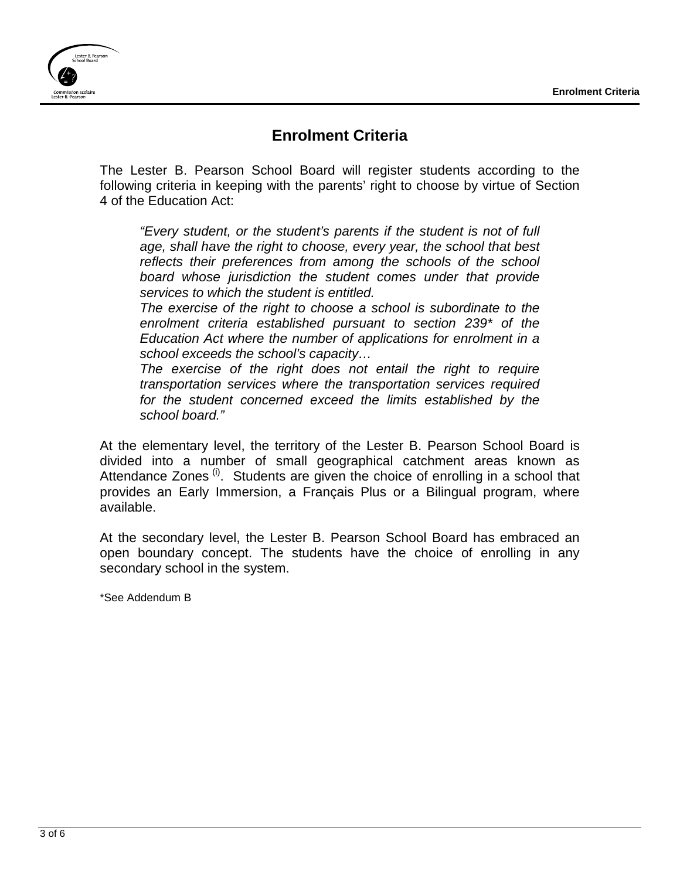# Enrolment Criteria

The Lester B. Pearson School Board will register students according to the following criteria in keeping with the parents' right to choose by virtue of Section 4 of the Education Act:

> *"Every student, or the student's parents if the student is not of full age, shall have the right to choose, every year, the school that best reflects their preferences from among the schools of the school board whose jurisdiction the student comes under that provide services to which the student is entitled.*
>
> *The exercise of the right to choose a school is subordinate to the enrolment criteria established pursuant to section 239\* of the Education Act where the number of applications for enrolment in a school exceeds the school's capacity…*
>
> *The exercise of the right does not entail the right to require transportation services where the transportation services required for the student concerned exceed the limits established by the school board."*

At the elementary level, the territory of the Lester B. Pearson School Board is divided into a number of small geographical catchment areas known as Attendance Zones [(i)]. Students are given the choice of enrolling in a school that provides an Early Immersion, a Français Plus or a Bilingual program, where available.

At the secondary level, the Lester B. Pearson School Board has embraced an open boundary concept. The students have the choice of enrolling in any secondary school in the system.

*See Addendum B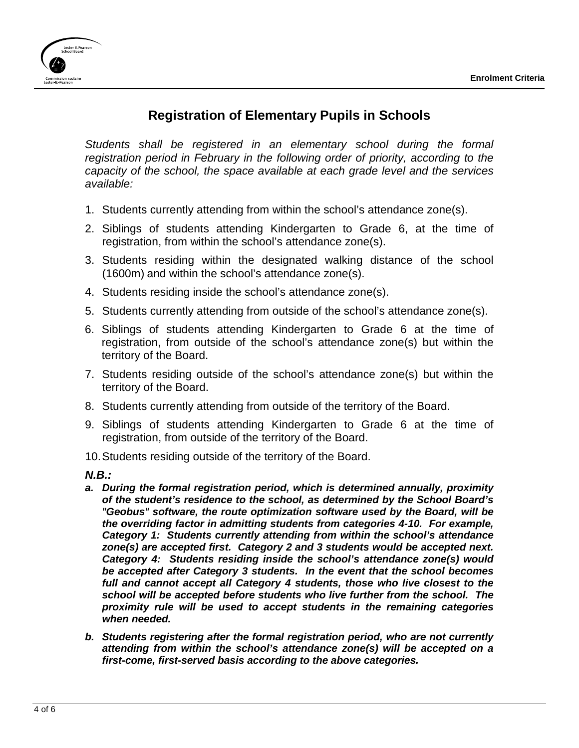## Registration of Elementary Pupils in Schools

*Students shall be registered in an elementary school during the formal registration period in February in the following order of priority, according to the capacity of the school, the space available at each grade level and the services available:*

1. Students currently attending from within the school's attendance zone(s).
2. Siblings of students attending Kindergarten to Grade 6, at the time of registration, from within the school's attendance zone(s).
3. Students residing within the designated walking distance of the school (1600m) and within the school's attendance zone(s).
4. Students residing inside the school's attendance zone(s).
5. Students currently attending from outside of the school's attendance zone(s).
6. Siblings of students attending Kindergarten to Grade 6 at the time of registration, from outside of the school's attendance zone(s) but within the territory of the Board.
7. Students residing outside of the school's attendance zone(s) but within the territory of the Board.
8. Students currently attending from outside of the territory of the Board.
9. Siblings of students attending Kindergarten to Grade 6 at the time of registration, from outside of the territory of the Board.
10. Students residing outside of the territory of the Board.

***N.B.:***

a. ***During the formal registration period, which is determined annually, proximity of the student's residence to the school, as determined by the School Board's "Geobus" software, the route optimization software used by the Board, will be the overriding factor in admitting students from categories 4-10. For example, Category 1: Students currently attending from within the school's attendance zone(s) are accepted first. Category 2 and 3 students would be accepted next. Category 4: Students residing inside the school's attendance zone(s) would be accepted after Category 3 students. In the event that the school becomes full and cannot accept all Category 4 students, those who live closest to the school will be accepted before students who live further from the school. The proximity rule will be used to accept students in the remaining categories when needed.***

b. ***Students registering after the formal registration period, who are not currently attending from within the school's attendance zone(s) will be accepted on a first-come, first-served basis according to the above categories.***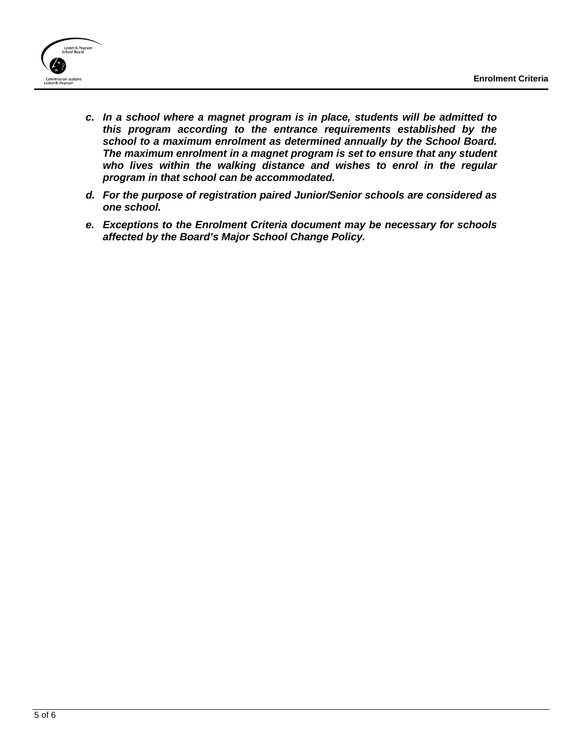c. ***In a school where a magnet program is in place, students will be admitted to this program according to the entrance requirements established by the school to a maximum enrolment as determined annually by the School Board. The maximum enrolment in a magnet program is set to ensure that any student who lives within the walking distance and wishes to enrol in the regular program in that school can be accommodated.***

d. ***For the purpose of registration paired Junior/Senior schools are considered as one school.***

e. ***Exceptions to the Enrolment Criteria document may be necessary for schools affected by the Board's Major School Change Policy.***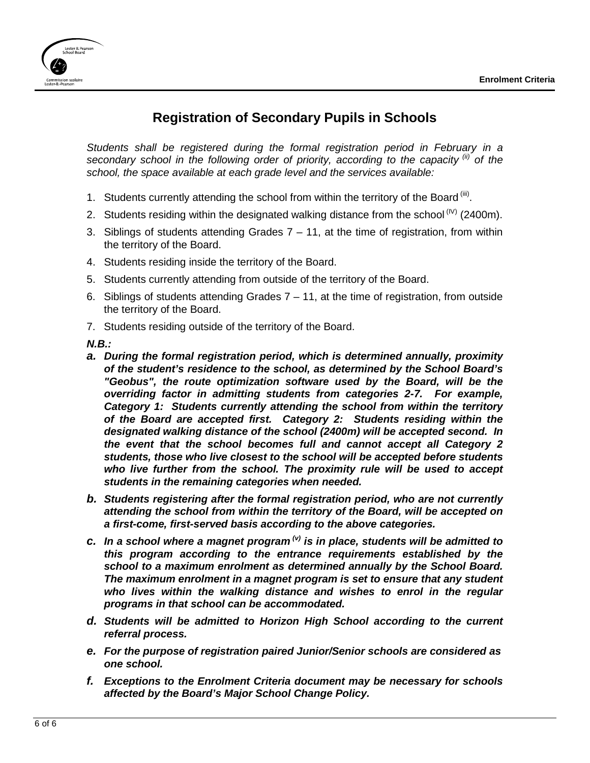## Registration of Secondary Pupils in Schools

*Students shall be registered during the formal registration period in February in a secondary school in the following order of priority, according to the capacity [(ii)] of the school, the space available at each grade level and the services available:*

1. Students currently attending the school from within the territory of the Board [(iii)].
2. Students residing within the designated walking distance from the school [(IV)] (2400m).
3. Siblings of students attending Grades 7 – 11, at the time of registration, from within the territory of the Board.
4. Students residing inside the territory of the Board.
5. Students currently attending from outside of the territory of the Board.
6. Siblings of students attending Grades 7 – 11, at the time of registration, from outside the territory of the Board.
7. Students residing outside of the territory of the Board.

***N.B.:***

- ***a.*** ***During the formal registration period, which is determined annually, proximity of the student's residence to the school, as determined by the School Board's "Geobus", the route optimization software used by the Board, will be the overriding factor in admitting students from categories 2-7. For example, Category 1: Students currently attending the school from within the territory of the Board are accepted first. Category 2: Students residing within the designated walking distance of the school (2400m) will be accepted second. In the event that the school becomes full and cannot accept all Category 2 students, those who live closest to the school will be accepted before students who live further from the school. The proximity rule will be used to accept students in the remaining categories when needed.***
- ***b.*** ***Students registering after the formal registration period, who are not currently attending the school from within the territory of the Board, will be accepted on a first-come, first-served basis according to the above categories.***
- ***c.*** ***In a school where a magnet program [(v)] is in place, students will be admitted to this program according to the entrance requirements established by the school to a maximum enrolment as determined annually by the School Board. The maximum enrolment in a magnet program is set to ensure that any student who lives within the walking distance and wishes to enrol in the regular programs in that school can be accommodated.***
- ***d.*** ***Students will be admitted to Horizon High School according to the current referral process.***
- ***e.*** ***For the purpose of registration paired Junior/Senior schools are considered as one school.***
- ***f.*** ***Exceptions to the Enrolment Criteria document may be necessary for schools affected by the Board's Major School Change Policy.***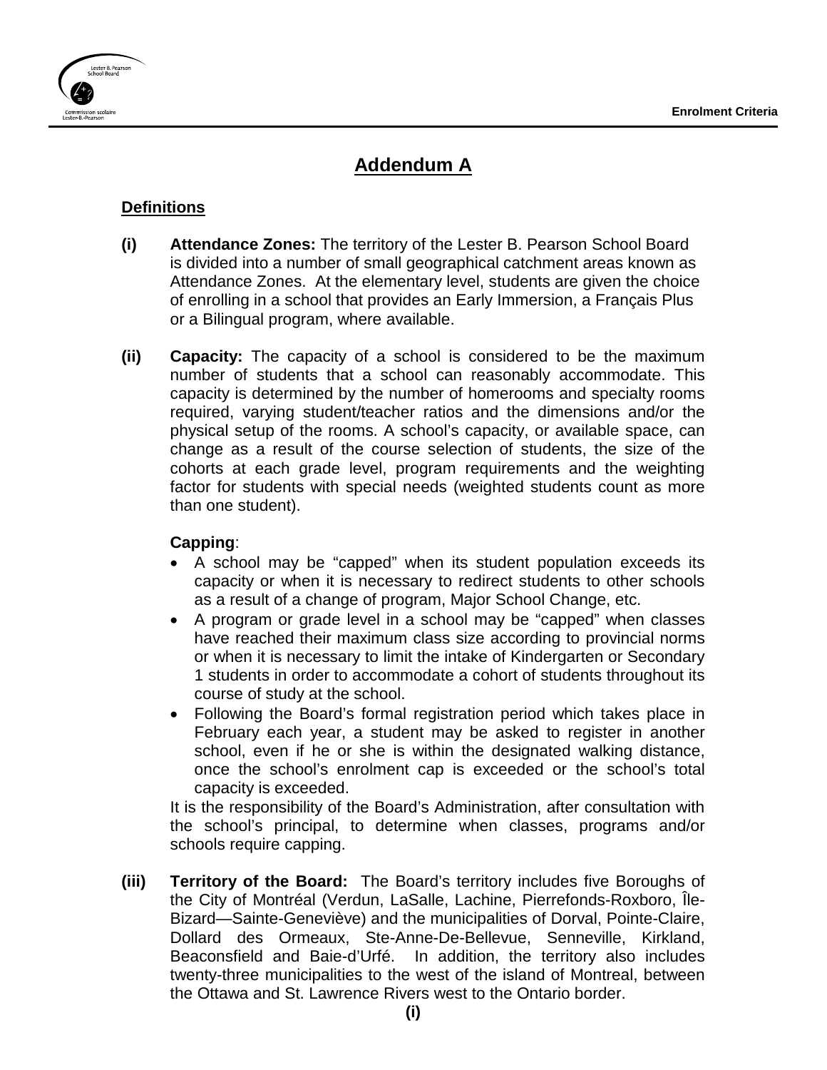# Addendum A

## Definitions

**(i) Attendance Zones:** The territory of the Lester B. Pearson School Board is divided into a number of small geographical catchment areas known as Attendance Zones. At the elementary level, students are given the choice of enrolling in a school that provides an Early Immersion, a Français Plus or a Bilingual program, where available.

**(ii) Capacity:** The capacity of a school is considered to be the maximum number of students that a school can reasonably accommodate. This capacity is determined by the number of homerooms and specialty rooms required, varying student/teacher ratios and the dimensions and/or the physical setup of the rooms. A school's capacity, or available space, can change as a result of the course selection of students, the size of the cohorts at each grade level, program requirements and the weighting factor for students with special needs (weighted students count as more than one student).

**Capping**:

- A school may be "capped" when its student population exceeds its capacity or when it is necessary to redirect students to other schools as a result of a change of program, Major School Change, etc.
- A program or grade level in a school may be "capped" when classes have reached their maximum class size according to provincial norms or when it is necessary to limit the intake of Kindergarten or Secondary 1 students in order to accommodate a cohort of students throughout its course of study at the school.
- Following the Board's formal registration period which takes place in February each year, a student may be asked to register in another school, even if he or she is within the designated walking distance, once the school's enrolment cap is exceeded or the school's total capacity is exceeded.

It is the responsibility of the Board's Administration, after consultation with the school's principal, to determine when classes, programs and/or schools require capping.

**(iii) Territory of the Board:** The Board's territory includes five Boroughs of the City of Montréal (Verdun, LaSalle, Lachine, Pierrefonds-Roxboro, Île-Bizard—Sainte-Geneviève) and the municipalities of Dorval, Pointe-Claire, Dollard des Ormeaux, Ste-Anne-De-Bellevue, Senneville, Kirkland, Beaconsfield and Baie-d'Urfé. In addition, the territory also includes twenty-three municipalities to the west of the island of Montreal, between the Ottawa and St. Lawrence Rivers west to the Ontario border.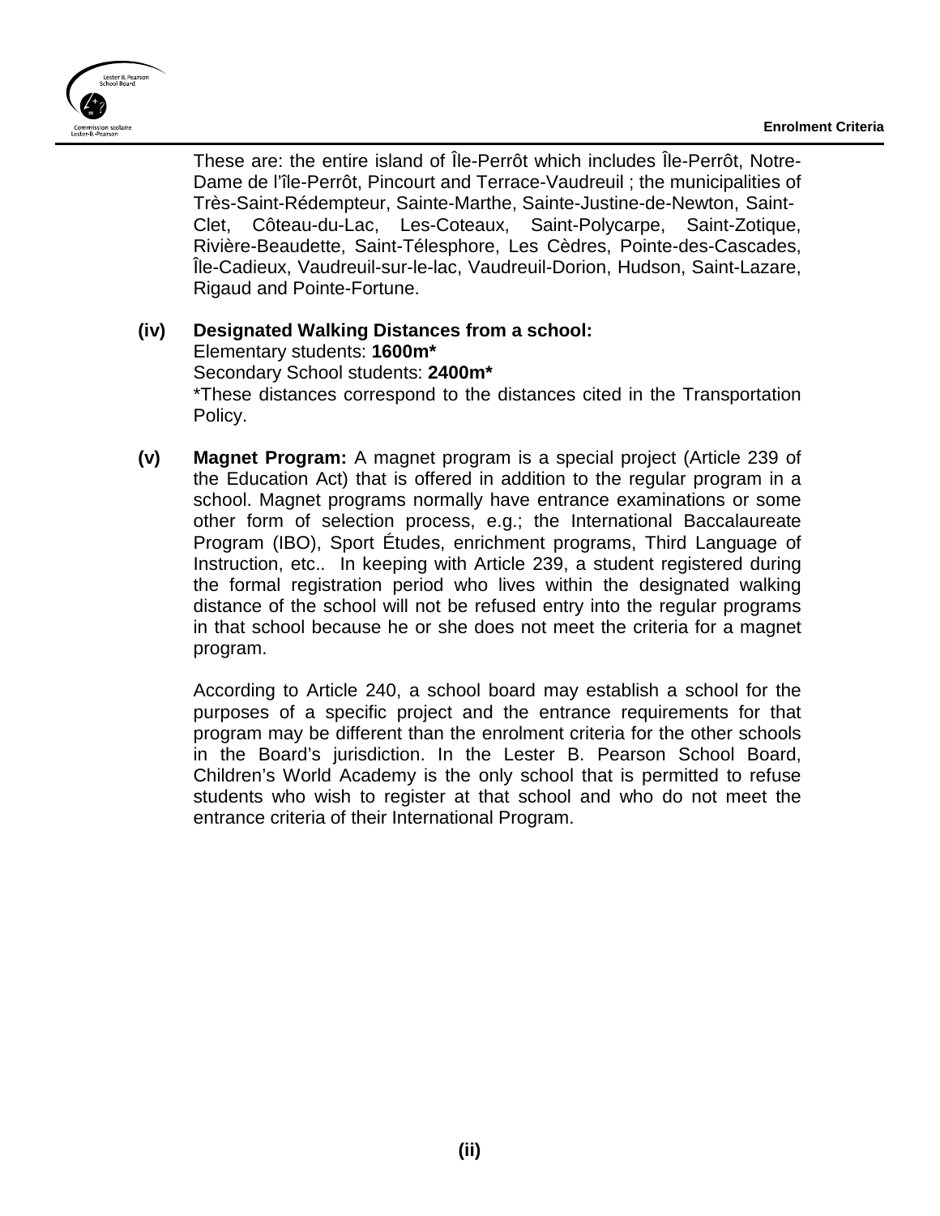These are: the entire island of Île-Perrôt which includes Île-Perrôt, Notre-Dame de l'île-Perrôt, Pincourt and Terrace-Vaudreuil ; the municipalities of Très-Saint-Rédempteur, Sainte-Marthe, Sainte-Justine-de-Newton, Saint-Clet, Côteau-du-Lac, Les-Coteaux, Saint-Polycarpe, Saint-Zotique, Rivière-Beaudette, Saint-Télesphore, Les Cèdres, Pointe-des-Cascades, Île-Cadieux, Vaudreuil-sur-le-lac, Vaudreuil-Dorion, Hudson, Saint-Lazare, Rigaud and Pointe-Fortune.

**(iv) Designated Walking Distances from a school:**
Elementary students: **1600m***
Secondary School students: **2400m***
*These distances correspond to the distances cited in the Transportation Policy.

**(v) Magnet Program:** A magnet program is a special project (Article 239 of the Education Act) that is offered in addition to the regular program in a school. Magnet programs normally have entrance examinations or some other form of selection process, e.g.; the International Baccalaureate Program (IBO), Sport Études, enrichment programs, Third Language of Instruction, etc.. In keeping with Article 239, a student registered during the formal registration period who lives within the designated walking distance of the school will not be refused entry into the regular programs in that school because he or she does not meet the criteria for a magnet program.

According to Article 240, a school board may establish a school for the purposes of a specific project and the entrance requirements for that program may be different than the enrolment criteria for the other schools in the Board's jurisdiction. In the Lester B. Pearson School Board, Children's World Academy is the only school that is permitted to refuse students who wish to register at that school and who do not meet the entrance criteria of their International Program.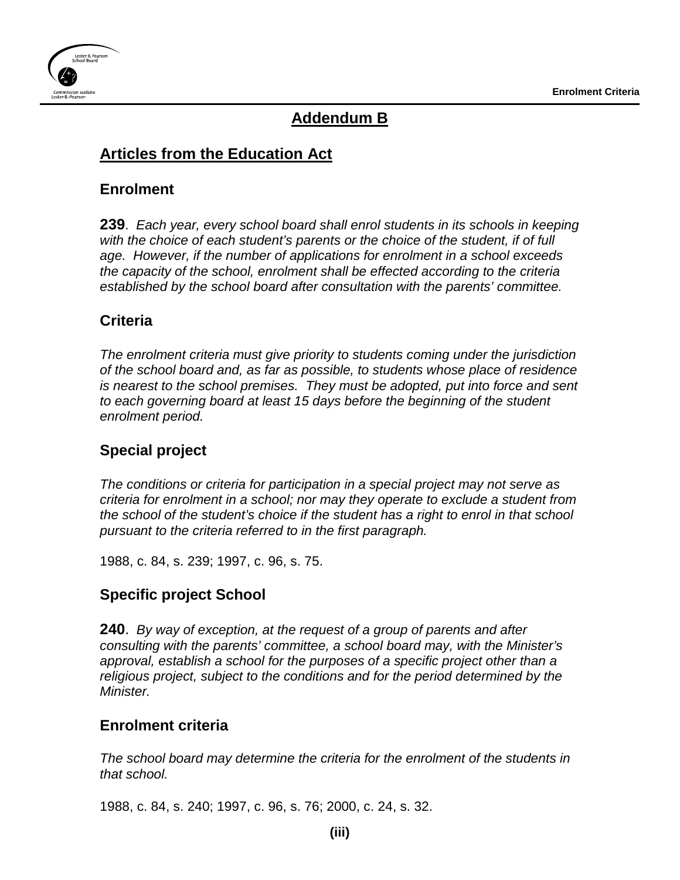## Addendum B

### Articles from the Education Act

### Enrolment

**239**. *Each year, every school board shall enrol students in its schools in keeping with the choice of each student's parents or the choice of the student, if of full age. However, if the number of applications for enrolment in a school exceeds the capacity of the school, enrolment shall be effected according to the criteria established by the school board after consultation with the parents' committee.*

### Criteria

*The enrolment criteria must give priority to students coming under the jurisdiction of the school board and, as far as possible, to students whose place of residence is nearest to the school premises. They must be adopted, put into force and sent to each governing board at least 15 days before the beginning of the student enrolment period.*

### Special project

*The conditions or criteria for participation in a special project may not serve as criteria for enrolment in a school; nor may they operate to exclude a student from the school of the student's choice if the student has a right to enrol in that school pursuant to the criteria referred to in the first paragraph.*

1988, c. 84, s. 239; 1997, c. 96, s. 75.

### Specific project School

**240**. *By way of exception, at the request of a group of parents and after consulting with the parents' committee, a school board may, with the Minister's approval, establish a school for the purposes of a specific project other than a religious project, subject to the conditions and for the period determined by the Minister.*

### Enrolment criteria

*The school board may determine the criteria for the enrolment of the students in that school.*

1988, c. 84, s. 240; 1997, c. 96, s. 76; 2000, c. 24, s. 32.